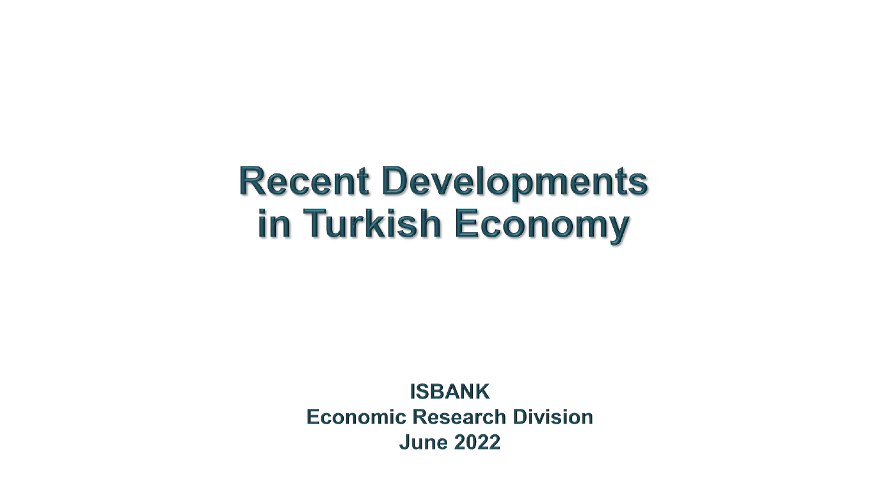# Recent Developments in Turkish Economy

**ISBANK**
**Economic Research Division**
**June 2022**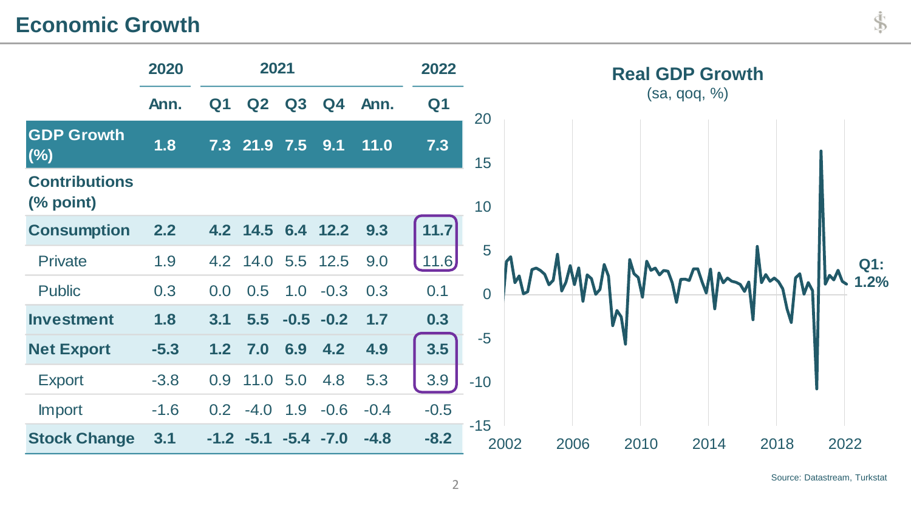# Economic Growth

| | 2020 | 2021 | | | | | 2022 |
|---|---|---|---|---|---|---|---|
| | Ann. | Q1 | Q2 | Q3 | Q4 | Ann. | Q1 |
| **GDP Growth (%)** | **1.8** | **7.3** | **21.9** | **7.5** | **9.1** | **11.0** | **7.3** |
| **Contributions (% point)** | | | | | | | |
| **Consumption** | **2.2** | **4.2** | **14.5** | **6.4** | **12.2** | **9.3** | **11.7** |
| Private | 1.9 | 4.2 | 14.0 | 5.5 | 12.5 | 9.0 | 11.6 |
| Public | 0.3 | 0.0 | 0.5 | 1.0 | -0.3 | 0.3 | 0.1 |
| **Investment** | **1.8** | **3.1** | **5.5** | **-0.5** | **-0.2** | **1.7** | **0.3** |
| **Net Export** | **-5.3** | **1.2** | **7.0** | **6.9** | **4.2** | **4.9** | **3.5** |
| Export | -3.8 | 0.9 | 11.0 | 5.0 | 4.8 | 5.3 | 3.9 |
| Import | -1.6 | 0.2 | -4.0 | 1.9 | -0.6 | -0.4 | -0.5 |
| **Stock Change** | **3.1** | **-1.2** | **-5.1** | **-5.4** | **-7.0** | **-4.8** | **-8.2** |

**Real GDP Growth**
(sa, qoq, %)

Q1: 1.2%

Source: Datastream, Turkstat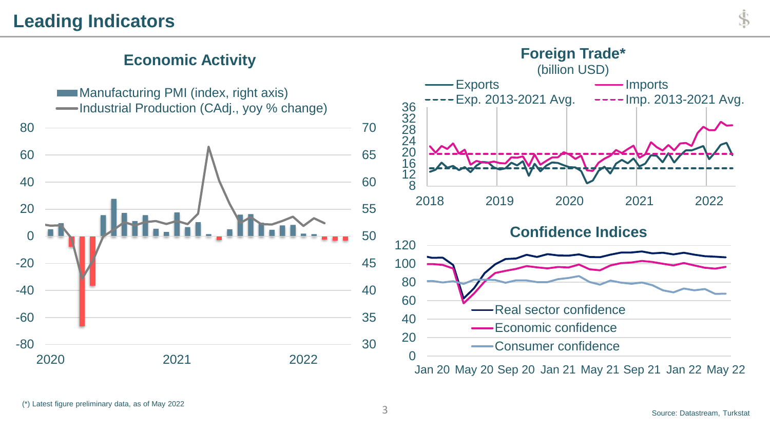# Leading Indicators

## Economic Activity

Manufacturing PMI (index, right axis)
Industrial Production (CAdj., yoy % change)

## Foreign Trade*

(billion USD)

Exports | Imports | Exp. 2013-2021 Avg. | Imp. 2013-2021 Avg.

## Confidence Indices

Real sector confidence
Economic confidence
Consumer confidence

(*) Latest figure preliminary data, as of May 2022

Source: Datastream, Turkstat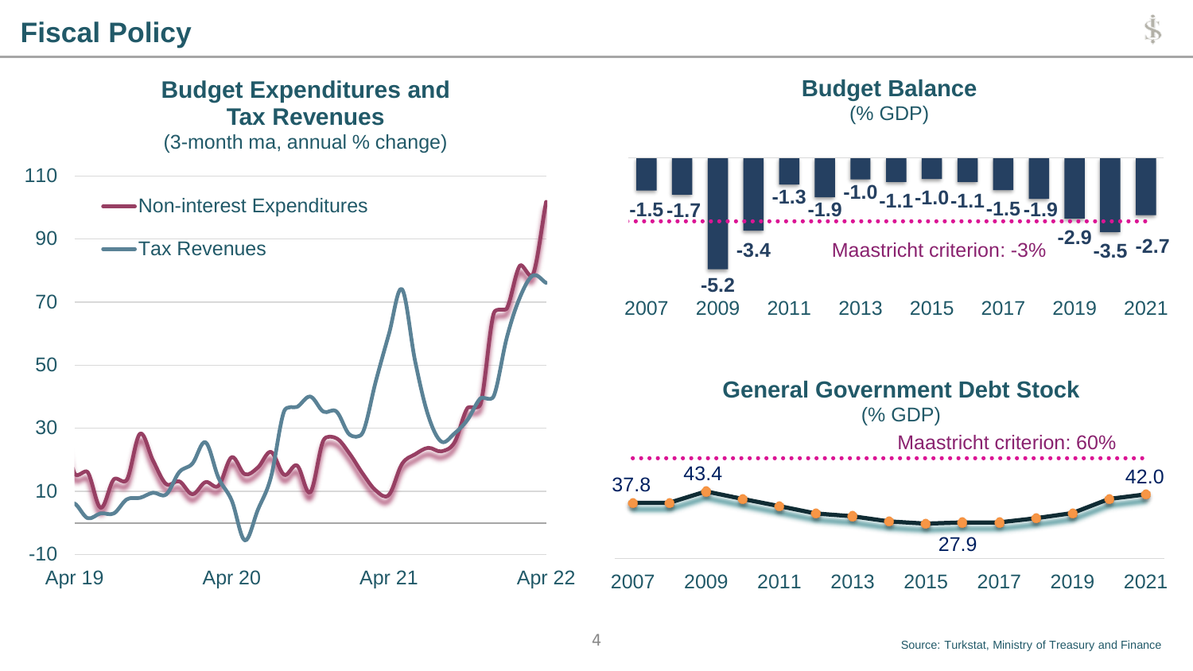# Fiscal Policy

## Budget Expenditures and Tax Revenues
(3-month ma, annual % change)

- Non-interest Expenditures
- Tax Revenues

## Budget Balance
(% GDP)

| 2007 | 2008 | 2009 | 2010 | 2011 | 2012 | 2013 | 2014 | 2015 | 2016 | 2017 | 2018 | 2019 | 2020 | 2021 |
|---|---|---|---|---|---|---|---|---|---|---|---|---|---|---|
| -1.5 | -1.7 | -5.2 | -3.4 | -1.3 | -1.9 | -1.0 | -1.1 | -1.0 | -1.1 | -1.5 | -1.9 | -2.9 | -3.5 | -2.7 |

Maastricht criterion: -3%

## General Government Debt Stock
(% GDP)

Maastricht criterion: 60%

2007: 37.8; 2009: 43.4; 2015: 27.9; 2021: 42.0

Source: Turkstat, Ministry of Treasury and Finance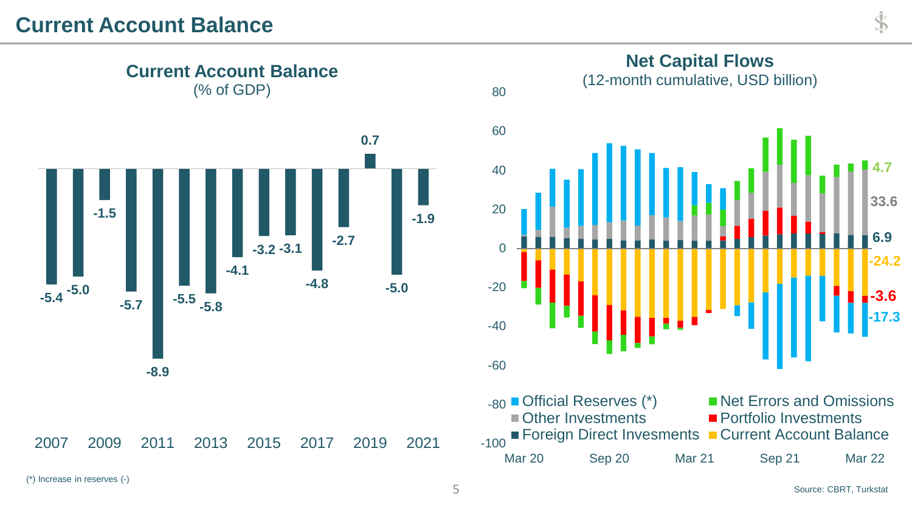# Current Account Balance

## Current Account Balance
(% of GDP)

| Year | % of GDP |
|---|---|
| 2007 | -5.4 |
| 2008 | -5.0 |
| 2009 | -1.5 |
| 2010 | -5.7 |
| 2011 | -8.9 |
| 2012 | -5.5 |
| 2013 | -5.8 |
| 2014 | -4.1 |
| 2015 | -3.2 |
| 2016 | -3.1 |
| 2017 | -4.8 |
| 2018 | -2.7 |
| 2019 | 0.7 |
| 2020 | -5.0 |
| 2021 | -1.9 |

## Net Capital Flows
(12-month cumulative, USD billion)

Legend: Official Reserves (*), Other Investments, Foreign Direct Invesments, Net Errors and Omissions, Portfolio Investments, Current Account Balance

Latest values (Mar 22):

| Series | Value |
|---|---|
| Net Errors and Omissions | 4.7 |
| Other Investments | 33.6 |
| Foreign Direct Invesments | 6.9 |
| Current Account Balance | -24.2 |
| Portfolio Investments | -3.6 |
| Official Reserves (*) | -17.3 |

(*) Increase in reserves (-)

Source: CBRT, Turkstat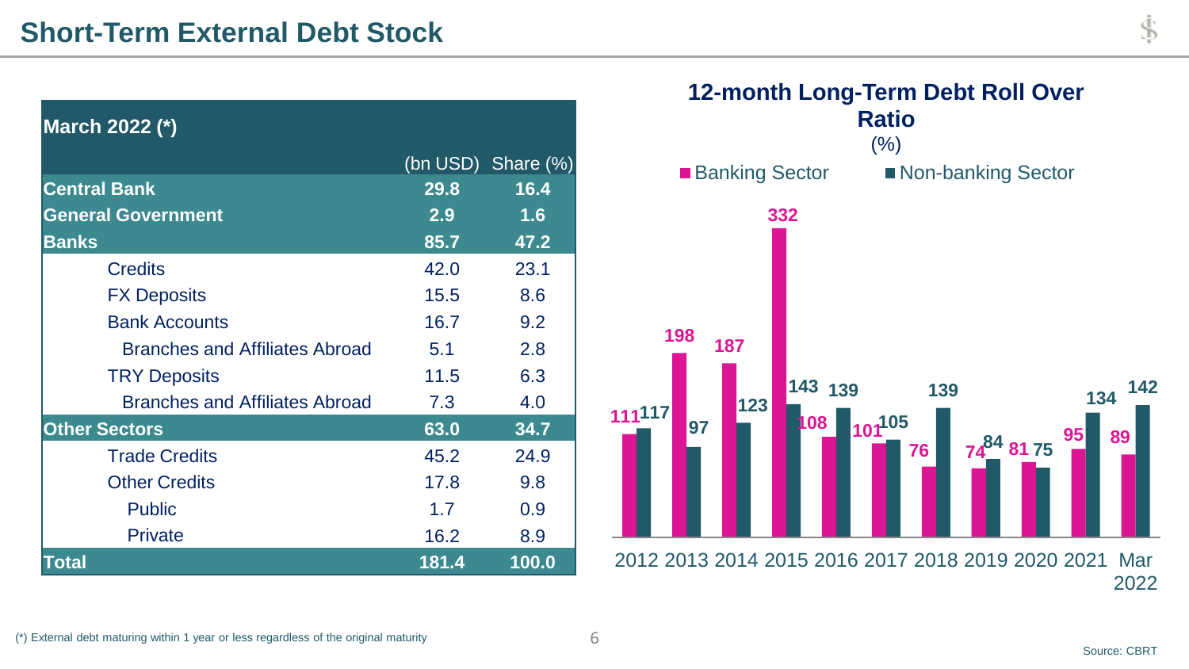# Short-Term External Debt Stock

| March 2022 (*) | (bn USD) | Share (%) |
|---|---|---|
| **Central Bank** | **29.8** | **16.4** |
| **General Government** | **2.9** | **1.6** |
| **Banks** | **85.7** | **47.2** |
| Credits | 42.0 | 23.1 |
| FX Deposits | 15.5 | 8.6 |
| Bank Accounts | 16.7 | 9.2 |
| Branches and Affiliates Abroad | 5.1 | 2.8 |
| TRY Deposits | 11.5 | 6.3 |
| Branches and Affiliates Abroad | 7.3 | 4.0 |
| **Other Sectors** | **63.0** | **34.7** |
| Trade Credits | 45.2 | 24.9 |
| Other Credits | 17.8 | 9.8 |
| Public | 1.7 | 0.9 |
| Private | 16.2 | 8.9 |
| **Total** | **181.4** | **100.0** |

## 12-month Long-Term Debt Roll Over Ratio

(%)

| | Banking Sector | Non-banking Sector |
|---|---|---|
| 2012 | 111 | 117 |
| 2013 | 198 | 97 |
| 2014 | 187 | 123 |
| 2015 | 332 | 143 |
| 2016 | 108 | 139 |
| 2017 | 101 | 105 |
| 2018 | 76 | 139 |
| 2019 | 74 | 84 |
| 2020 | 81 | 75 |
| 2021 | 95 | 134 |
| Mar 2022 | 89 | 142 |

(*) External debt maturing within 1 year or less regardless of the original maturity

Source: CBRT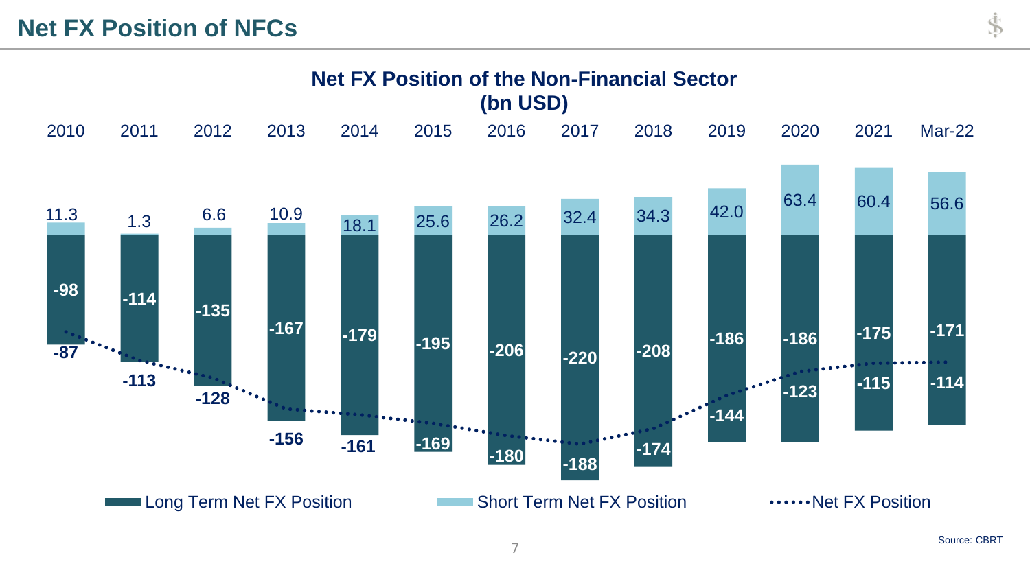## Net FX Position of NFCs

**Net FX Position of the Non-Financial Sector (bn USD)**

| | 2010 | 2011 | 2012 | 2013 | 2014 | 2015 | 2016 | 2017 | 2018 | 2019 | 2020 | 2021 | Mar-22 |
|---|---|---|---|---|---|---|---|---|---|---|---|---|---|
| Short Term Net FX Position | 11.3 | 1.3 | 6.6 | 10.9 | 18.1 | 25.6 | 26.2 | 32.4 | 34.3 | 42.0 | 63.4 | 60.4 | 56.6 |
| Long Term Net FX Position | -98 | -114 | -135 | -167 | -179 | -195 | -206 | -220 | -208 | -186 | -186 | -175 | -171 |
| Net FX Position | -87 | -113 | -128 | -156 | -161 | -169 | -180 | -188 | -174 | -144 | -123 | -115 | -114 |

Source: CBRT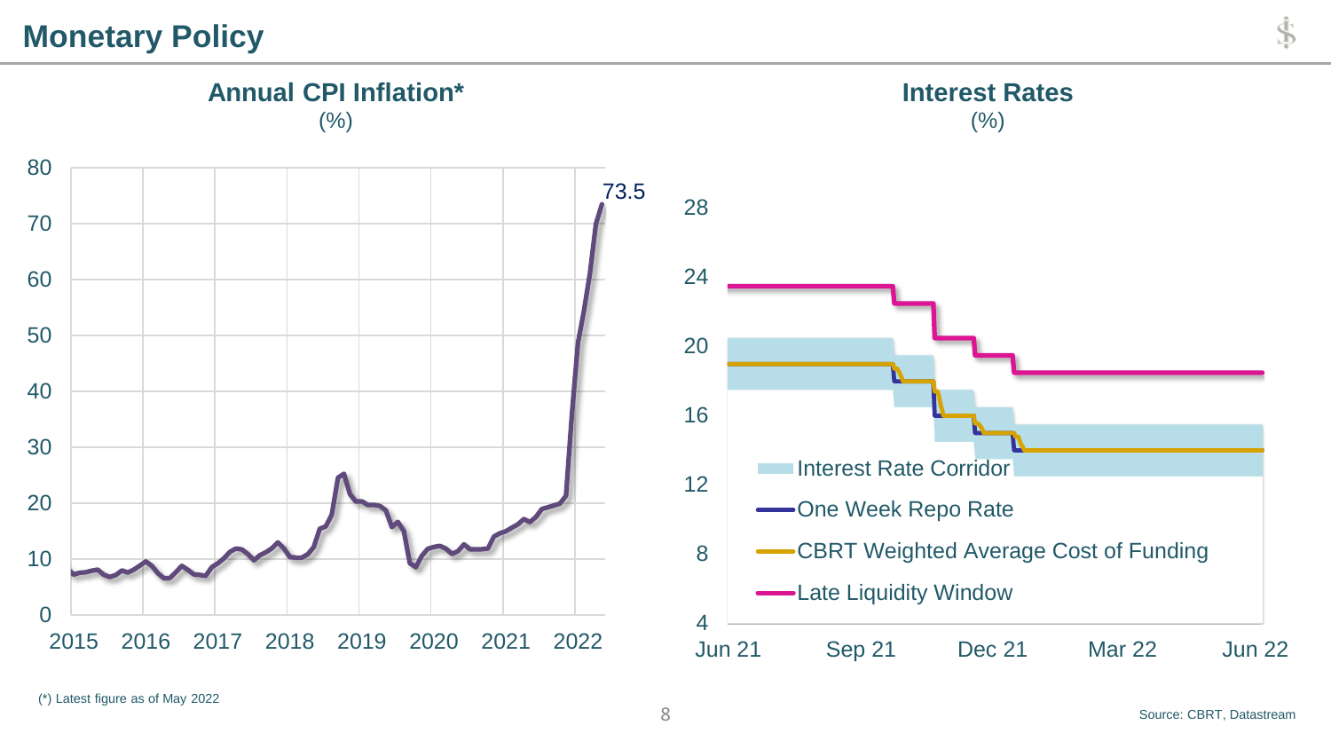# Monetary Policy

## Annual CPI Inflation*
(%)

73.5

## Interest Rates
(%)

- Interest Rate Corridor
- One Week Repo Rate
- CBRT Weighted Average Cost of Funding
- Late Liquidity Window

(*) Latest figure as of May 2022

Source: CBRT, Datastream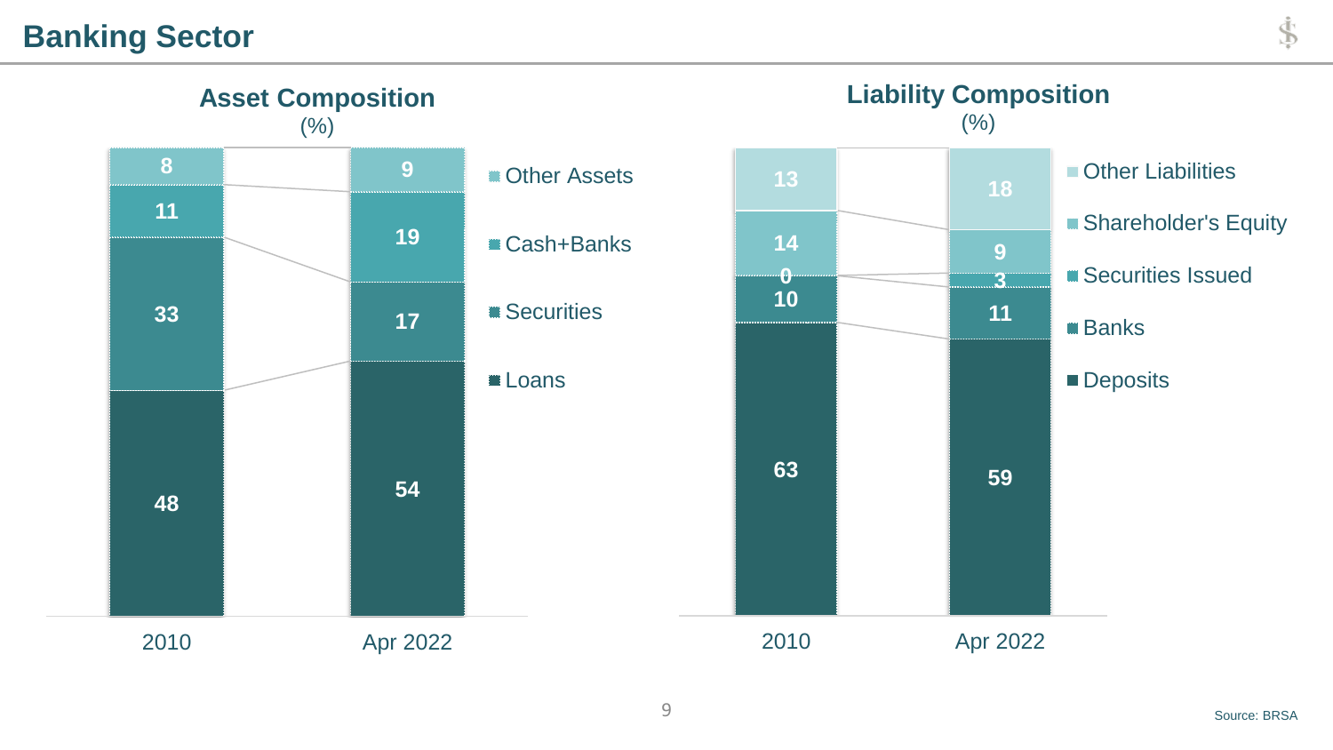# Banking Sector

## Asset Composition
(%)

| | 2010 | Apr 2022 |
|---|---|---|
| Other Assets | 8 | 9 |
| Cash+Banks | 11 | 19 |
| Securities | 33 | 17 |
| Loans | 48 | 54 |

## Liability Composition
(%)

| | 2010 | Apr 2022 |
|---|---|---|
| Other Liabilities | 13 | 18 |
| Shareholder's Equity | 14 | 9 |
| Securities Issued | 0 | 3 |
| Banks | 10 | 11 |
| Deposits | 63 | 59 |

Source: BRSA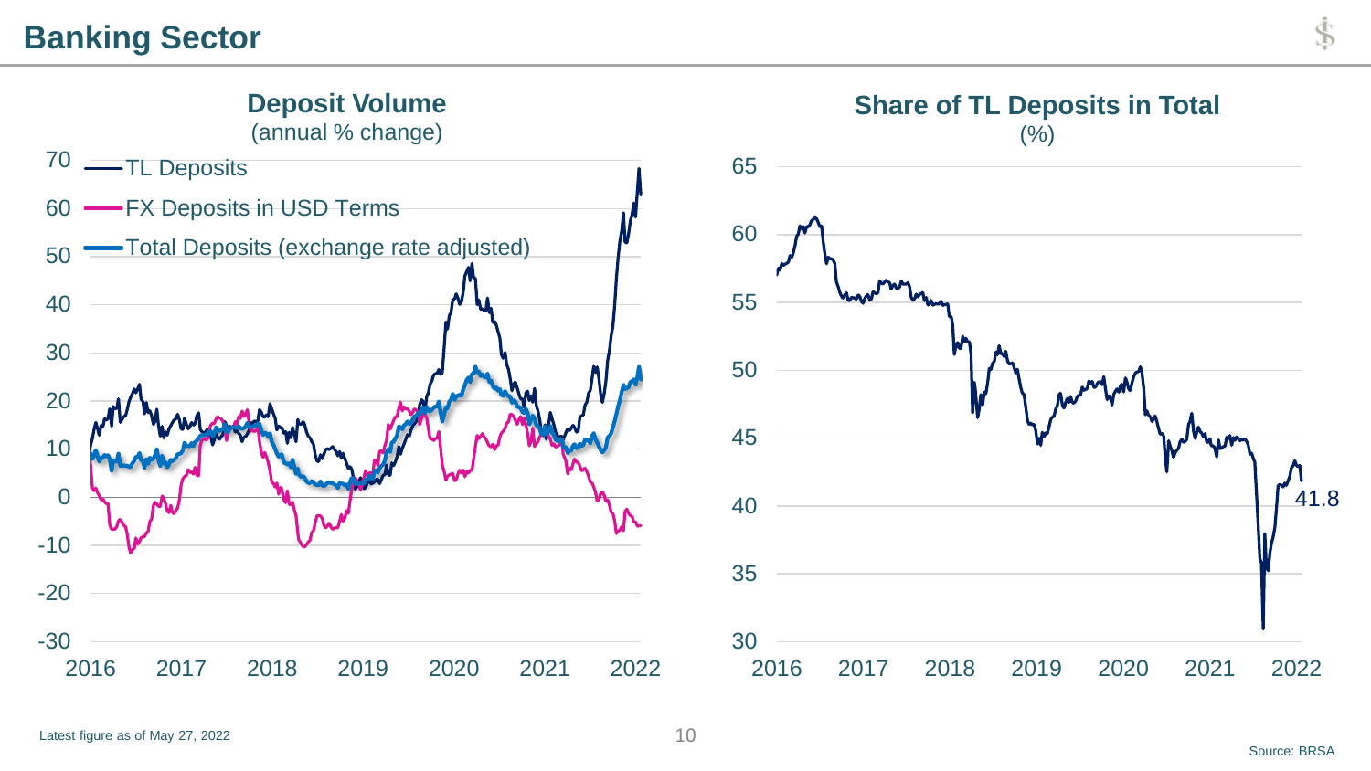# Banking Sector

## Deposit Volume
(annual % change)

- TL Deposits
- FX Deposits in USD Terms
- Total Deposits (exchange rate adjusted)

## Share of TL Deposits in Total
(%)

41.8

Latest figure as of May 27, 2022

Source: BRSA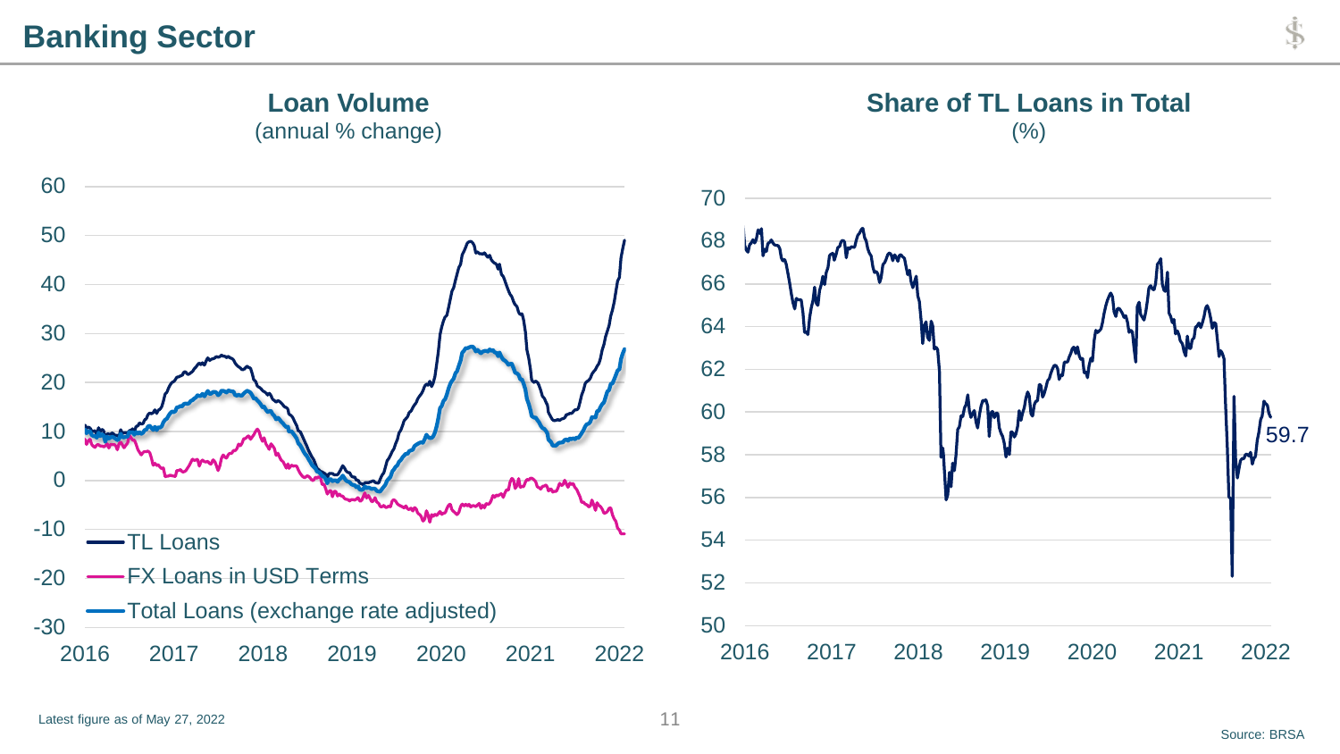# Banking Sector

## Loan Volume
(annual % change)

- TL Loans
- FX Loans in USD Terms
- Total Loans (exchange rate adjusted)

## Share of TL Loans in Total
(%)

59.7

Latest figure as of May 27, 2022

Source: BRSA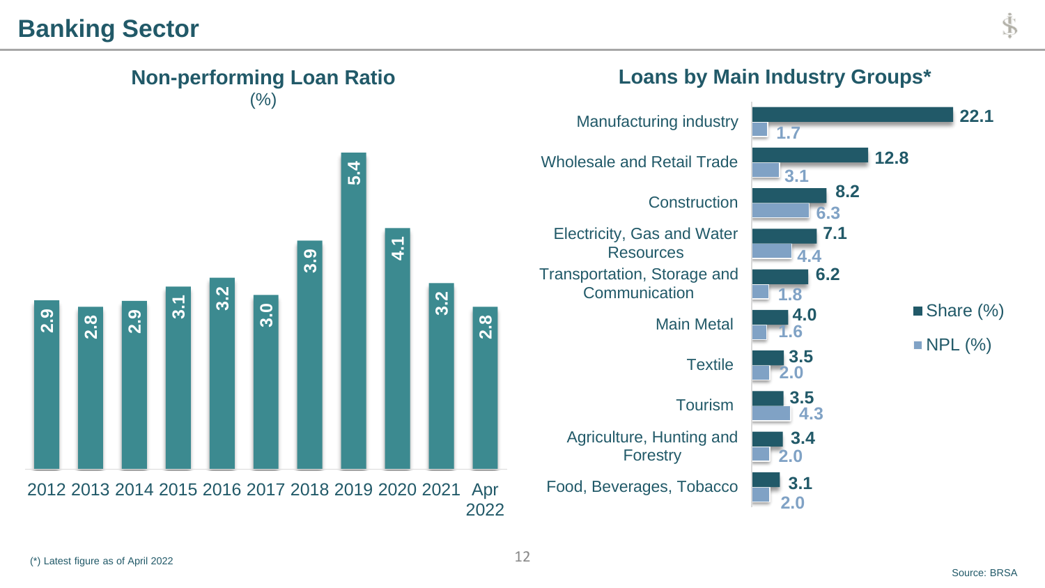# Banking Sector

## Non-performing Loan Ratio

(%)

| Year | NPL Ratio (%) |
|---|---|
| 2012 | 2.9 |
| 2013 | 2.8 |
| 2014 | 2.9 |
| 2015 | 3.1 |
| 2016 | 3.2 |
| 2017 | 3.0 |
| 2018 | 3.9 |
| 2019 | 5.4 |
| 2020 | 4.1 |
| 2021 | 3.2 |
| Apr 2022 | 2.8 |

## Loans by Main Industry Groups*

| Industry | Share (%) | NPL (%) |
|---|---|---|
| Manufacturing industry | 22.1 | 1.7 |
| Wholesale and Retail Trade | 12.8 | 3.1 |
| Construction | 8.2 | 6.3 |
| Electricity, Gas and Water Resources | 7.1 | 4.4 |
| Transportation, Storage and Communication | 6.2 | 1.8 |
| Main Metal | 4.0 | 1.6 |
| Textile | 3.5 | 2.0 |
| Tourism | 3.5 | 4.3 |
| Agriculture, Hunting and Forestry | 3.4 | 2.0 |
| Food, Beverages, Tobacco | 3.1 | 2.0 |

(*) Latest figure as of April 2022

Source: BRSA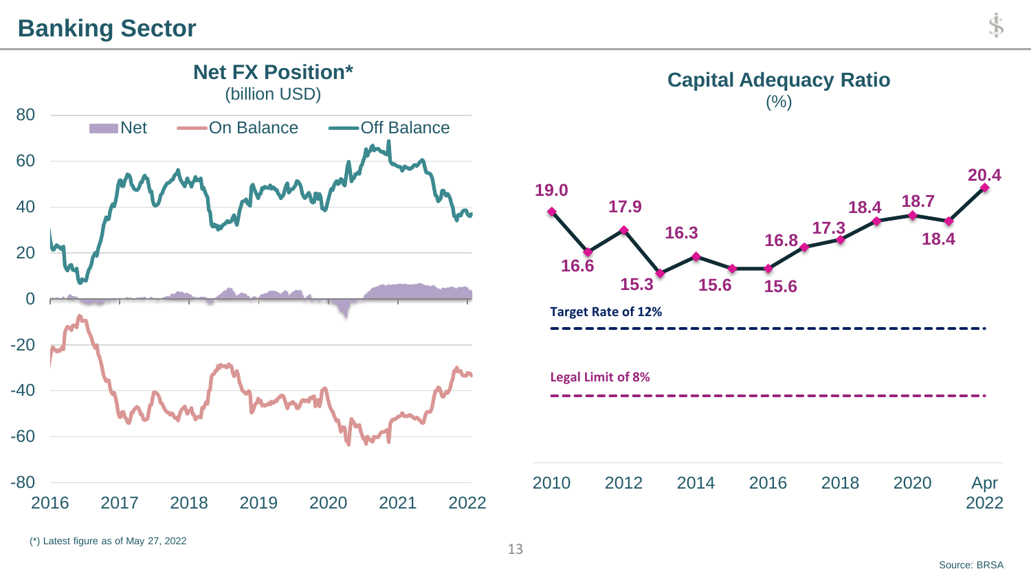## Banking Sector

### Net FX Position*
(billion USD)

Net | On Balance | Off Balance

(*) Latest figure as of May 27, 2022

### Capital Adequacy Ratio
(%)

| 2010 | 2011 | 2012 | 2013 | 2014 | 2015 | 2016 | 2017 | 2018 | 2019 | 2020 | 2021 | Apr 2022 |
|---|---|---|---|---|---|---|---|---|---|---|---|---|
| 19.0 | 16.6 | 17.9 | 15.3 | 16.3 | 15.6 | 15.6 | 16.8 | 17.3 | 18.4 | 18.7 | 18.4 | 20.4 |

Target Rate of 12%

Legal Limit of 8%

Source: BRSA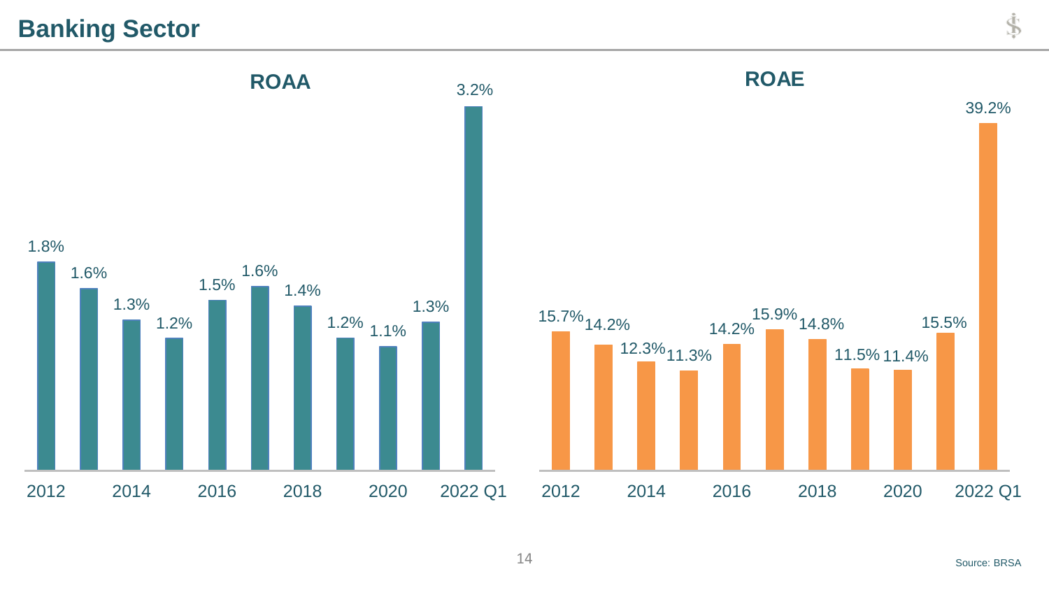# Banking Sector

## ROAA

| Year | ROAA |
|---|---|
| 2012 | 1.8% |
| 2013 | 1.6% |
| 2014 | 1.3% |
| 2015 | 1.2% |
| 2016 | 1.5% |
| 2017 | 1.6% |
| 2018 | 1.4% |
| 2019 | 1.2% |
| 2020 | 1.1% |
| 2021 | 1.3% |
| 2022 Q1 | 3.2% |

## ROAE

| Year | ROAE |
|---|---|
| 2012 | 15.7% |
| 2013 | 14.2% |
| 2014 | 12.3% |
| 2015 | 11.3% |
| 2016 | 14.2% |
| 2017 | 15.9% |
| 2018 | 14.8% |
| 2019 | 11.5% |
| 2020 | 11.4% |
| 2021 | 15.5% |
| 2022 Q1 | 39.2% |

Source: BRSA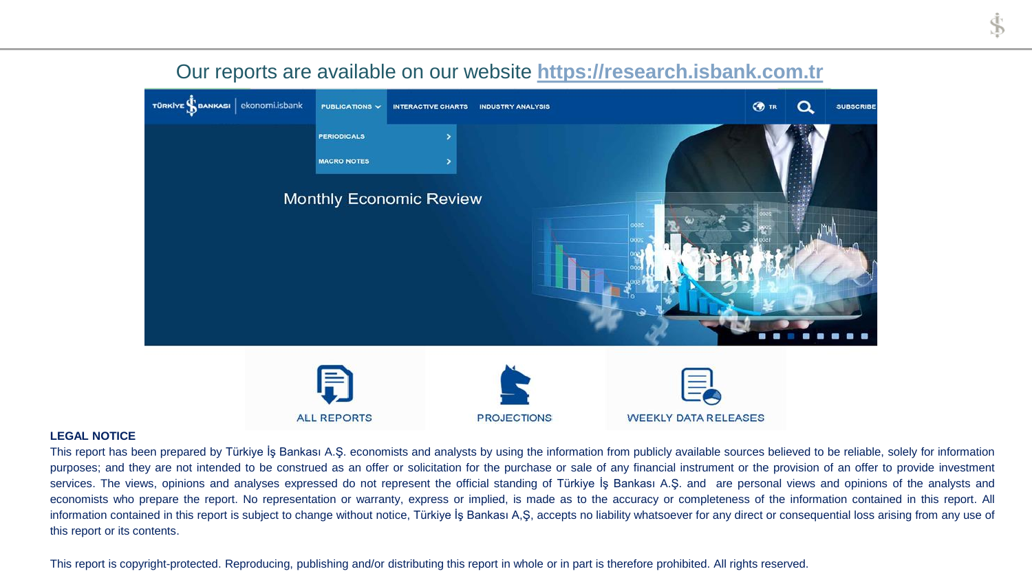Our reports are available on our website https://research.isbank.com.tr

**LEGAL NOTICE**

This report has been prepared by Türkiye İş Bankası A.Ş. economists and analysts by using the information from publicly available sources believed to be reliable, solely for information purposes; and they are not intended to be construed as an offer or solicitation for the purchase or sale of any financial instrument or the provision of an offer to provide investment services. The views, opinions and analyses expressed do not represent the official standing of Türkiye İş Bankası A.Ş. and are personal views and opinions of the analysts and economists who prepare the report. No representation or warranty, express or implied, is made as to the accuracy or completeness of the information contained in this report. All information contained in this report is subject to change without notice, Türkiye İş Bankası A,Ş, accepts no liability whatsoever for any direct or consequential loss arising from any use of this report or its contents.

This report is copyright-protected. Reproducing, publishing and/or distributing this report in whole or in part is therefore prohibited. All rights reserved.